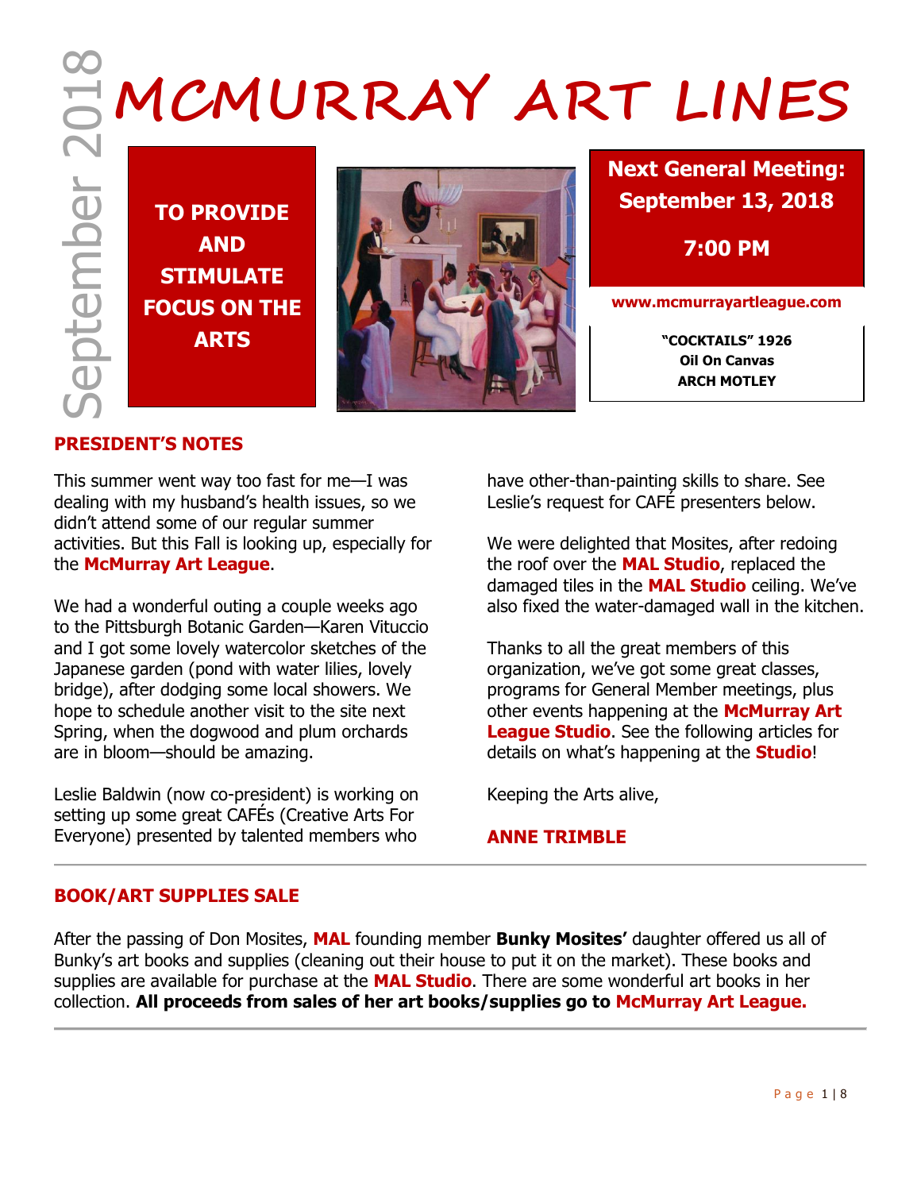September 2018

# MCMURRAY ART LINES

**TO PROVIDE AND STIMULATE FOCUS ON THE ARTS**

**Next General Meeting: September 13, 2018**

**7:00 PM**

**www.mcmurrayartleague.com**

**"COCKTAILS" 1926**
**Oil On Canvas**
**ARCH MOTLEY**

## PRESIDENT'S NOTES

This summer went way too fast for me—I was dealing with my husband's health issues, so we didn't attend some of our regular summer activities. But this Fall is looking up, especially for the **McMurray Art League**.

We had a wonderful outing a couple weeks ago to the Pittsburgh Botanic Garden—Karen Vituccio and I got some lovely watercolor sketches of the Japanese garden (pond with water lilies, lovely bridge), after dodging some local showers. We hope to schedule another visit to the site next Spring, when the dogwood and plum orchards are in bloom—should be amazing.

Leslie Baldwin (now co-president) is working on setting up some great CAFÉs (Creative Arts For Everyone) presented by talented members who have other-than-painting skills to share. See Leslie's request for CAFÉ presenters below.

We were delighted that Mosites, after redoing the roof over the **MAL Studio**, replaced the damaged tiles in the **MAL Studio** ceiling. We've also fixed the water-damaged wall in the kitchen.

Thanks to all the great members of this organization, we've got some great classes, programs for General Member meetings, plus other events happening at the **McMurray Art League Studio**. See the following articles for details on what's happening at the **Studio**!

Keeping the Arts alive,

**ANNE TRIMBLE**

## BOOK/ART SUPPLIES SALE

After the passing of Don Mosites, **MAL** founding member **Bunky Mosites'** daughter offered us all of Bunky's art books and supplies (cleaning out their house to put it on the market). These books and supplies are available for purchase at the **MAL Studio**. There are some wonderful art books in her collection. **All proceeds from sales of her art books/supplies go to McMurray Art League.**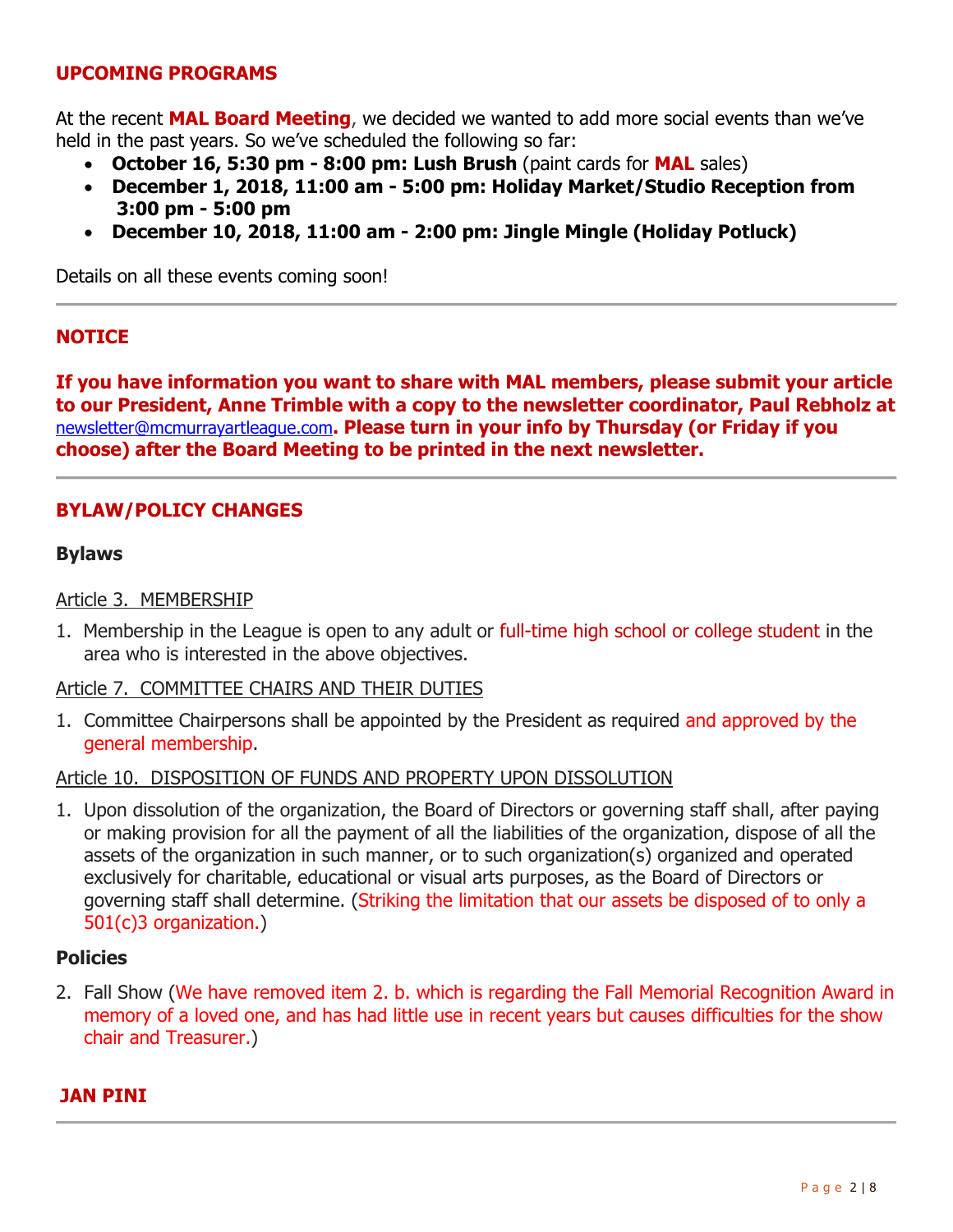## UPCOMING PROGRAMS

At the recent **MAL Board Meeting**, we decided we wanted to add more social events than we've held in the past years. So we've scheduled the following so far:

- **October 16, 5:30 pm - 8:00 pm: Lush Brush** (paint cards for **MAL** sales)
- **December 1, 2018, 11:00 am - 5:00 pm: Holiday Market/Studio Reception from 3:00 pm - 5:00 pm**
- **December 10, 2018, 11:00 am - 2:00 pm: Jingle Mingle (Holiday Potluck)**

Details on all these events coming soon!

---

## NOTICE

**If you have information you want to share with MAL members, please submit your article to our President, Anne Trimble with a copy to the newsletter coordinator, Paul Rebholz at** newsletter@mcmurrayartleague.com**. Please turn in your info by Thursday (or Friday if you choose) after the Board Meeting to be printed in the next newsletter.**

---

## BYLAW/POLICY CHANGES

### Bylaws

Article 3. MEMBERSHIP

1. Membership in the League is open to any adult or full-time high school or college student in the area who is interested in the above objectives.

Article 7. COMMITTEE CHAIRS AND THEIR DUTIES

1. Committee Chairpersons shall be appointed by the President as required and approved by the general membership.

Article 10. DISPOSITION OF FUNDS AND PROPERTY UPON DISSOLUTION

1. Upon dissolution of the organization, the Board of Directors or governing staff shall, after paying or making provision for all the payment of all the liabilities of the organization, dispose of all the assets of the organization in such manner, or to such organization(s) organized and operated exclusively for charitable, educational or visual arts purposes, as the Board of Directors or governing staff shall determine. (Striking the limitation that our assets be disposed of to only a 501(c)3 organization.)

### Policies

2. Fall Show (We have removed item 2. b. which is regarding the Fall Memorial Recognition Award in memory of a loved one, and has had little use in recent years but causes difficulties for the show chair and Treasurer.)

**JAN PINI**

---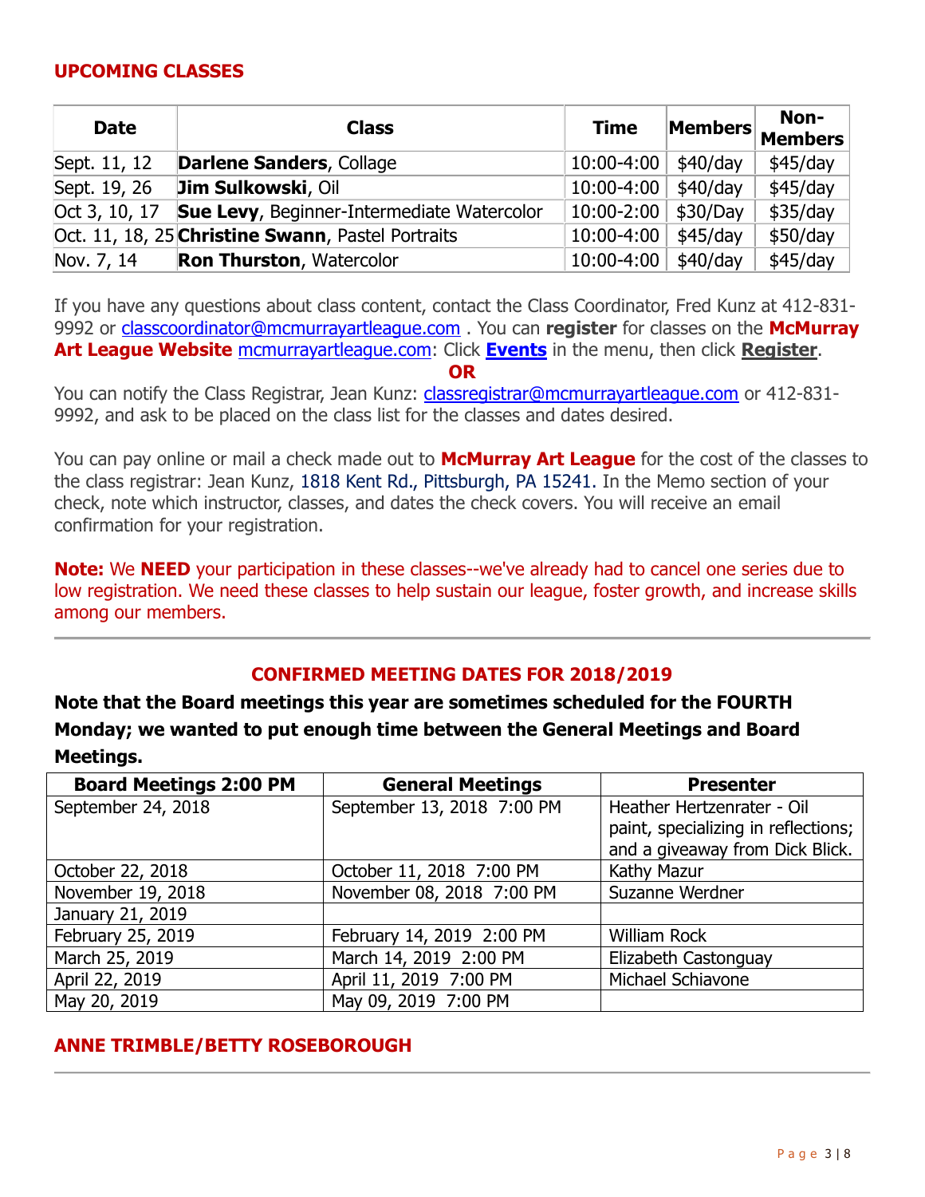## UPCOMING CLASSES

| Date | Class | Time | Members | Non-Members |
|---|---|---|---|---|
| Sept. 11, 12 | **Darlene Sanders**, Collage | 10:00-4:00 | $40/day | $45/day |
| Sept. 19, 26 | **Jim Sulkowski**, Oil | 10:00-4:00 | $40/day | $45/day |
| Oct 3, 10, 17 | **Sue Levy**, Beginner-Intermediate Watercolor | 10:00-2:00 | $30/Day | $35/day |
| Oct. 11, 18, 25 | **Christine Swann**, Pastel Portraits | 10:00-4:00 | $45/day | $50/day |
| Nov. 7, 14 | **Ron Thurston**, Watercolor | 10:00-4:00 | $40/day | $45/day |

If you have any questions about class content, contact the Class Coordinator, Fred Kunz at 412-831-9992 or classcoordinator@mcmurrayartleague.com . You can **register** for classes on the **McMurray Art League Website** mcmurrayartleague.com: Click **Events** in the menu, then click **Register**.

**OR**

You can notify the Class Registrar, Jean Kunz: classregistrar@mcmurrayartleague.com or 412-831-9992, and ask to be placed on the class list for the classes and dates desired.

You can pay online or mail a check made out to **McMurray Art League** for the cost of the classes to the class registrar: Jean Kunz, 1818 Kent Rd., Pittsburgh, PA 15241. In the Memo section of your check, note which instructor, classes, and dates the check covers. You will receive an email confirmation for your registration.

**Note:** We **NEED** your participation in these classes--we've already had to cancel one series due to low registration. We need these classes to help sustain our league, foster growth, and increase skills among our members.

---

## CONFIRMED MEETING DATES FOR 2018/2019

**Note that the Board meetings this year are sometimes scheduled for the FOURTH Monday; we wanted to put enough time between the General Meetings and Board Meetings.**

| Board Meetings 2:00 PM | General Meetings | Presenter |
|---|---|---|
| September 24, 2018 | September 13, 2018 7:00 PM | Heather Hertzenrater - Oil paint, specializing in reflections; and a giveaway from Dick Blick. |
| October 22, 2018 | October 11, 2018 7:00 PM | Kathy Mazur |
| November 19, 2018 | November 08, 2018 7:00 PM | Suzanne Werdner |
| January 21, 2019 | | |
| February 25, 2019 | February 14, 2019 2:00 PM | William Rock |
| March 25, 2019 | March 14, 2019 2:00 PM | Elizabeth Castonguay |
| April 22, 2019 | April 11, 2019 7:00 PM | Michael Schiavone |
| May 20, 2019 | May 09, 2019 7:00 PM | |

## ANNE TRIMBLE/BETTY ROSEBOROUGH

---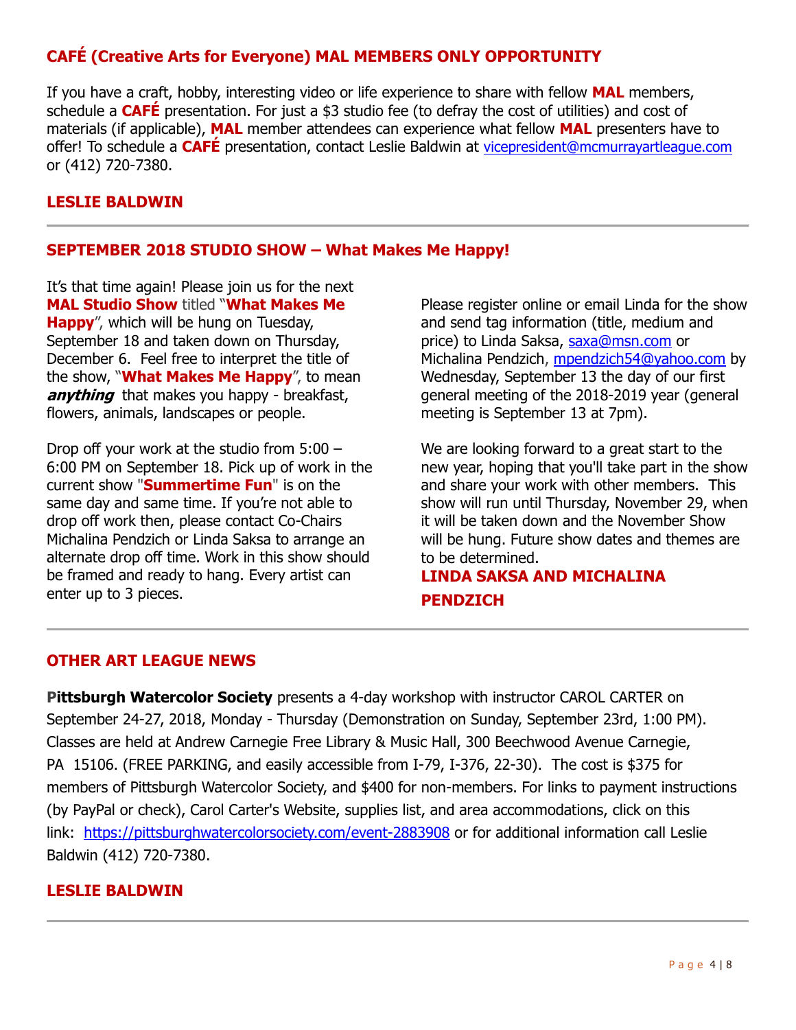## CAFÉ (Creative Arts for Everyone) MAL MEMBERS ONLY OPPORTUNITY

If you have a craft, hobby, interesting video or life experience to share with fellow **MAL** members, schedule a **CAFÉ** presentation. For just a $3 studio fee (to defray the cost of utilities) and cost of materials (if applicable), **MAL** member attendees can experience what fellow **MAL** presenters have to offer! To schedule a **CAFÉ** presentation, contact Leslie Baldwin at vicepresident@mcmurrayartleague.com or (412) 720-7380.

**LESLIE BALDWIN**

---

## SEPTEMBER 2018 STUDIO SHOW – What Makes Me Happy!

It's that time again! Please join us for the next **MAL Studio Show** titled "**What Makes Me Happy**", which will be hung on Tuesday, September 18 and taken down on Thursday, December 6. Feel free to interpret the title of the show, "**What Makes Me Happy**", to mean ***anything*** that makes you happy - breakfast, flowers, animals, landscapes or people.

Drop off your work at the studio from 5:00 – 6:00 PM on September 18. Pick up of work in the current show "**Summertime Fun**" is on the same day and same time. If you're not able to drop off work then, please contact Co-Chairs Michalina Pendzich or Linda Saksa to arrange an alternate drop off time. Work in this show should be framed and ready to hang. Every artist can enter up to 3 pieces.

Please register online or email Linda for the show and send tag information (title, medium and price) to Linda Saksa, saxa@msn.com or Michalina Pendzich, mpendzich54@yahoo.com by Wednesday, September 13 the day of our first general meeting of the 2018-2019 year (general meeting is September 13 at 7pm).

We are looking forward to a great start to the new year, hoping that you'll take part in the show and share your work with other members. This show will run until Thursday, November 29, when it will be taken down and the November Show will be hung. Future show dates and themes are to be determined.

**LINDA SAKSA AND MICHALINA PENDZICH**

---

## OTHER ART LEAGUE NEWS

**Pittsburgh Watercolor Society** presents a 4-day workshop with instructor CAROL CARTER on September 24-27, 2018, Monday - Thursday (Demonstration on Sunday, September 23rd, 1:00 PM). Classes are held at Andrew Carnegie Free Library & Music Hall, 300 Beechwood Avenue Carnegie, PA 15106. (FREE PARKING, and easily accessible from I-79, I-376, 22-30). The cost is $375 for members of Pittsburgh Watercolor Society, and $400 for non-members. For links to payment instructions (by PayPal or check), Carol Carter's Website, supplies list, and area accommodations, click on this link: https://pittsburghwatercolorsociety.com/event-2883908 or for additional information call Leslie Baldwin (412) 720-7380.

**LESLIE BALDWIN**

---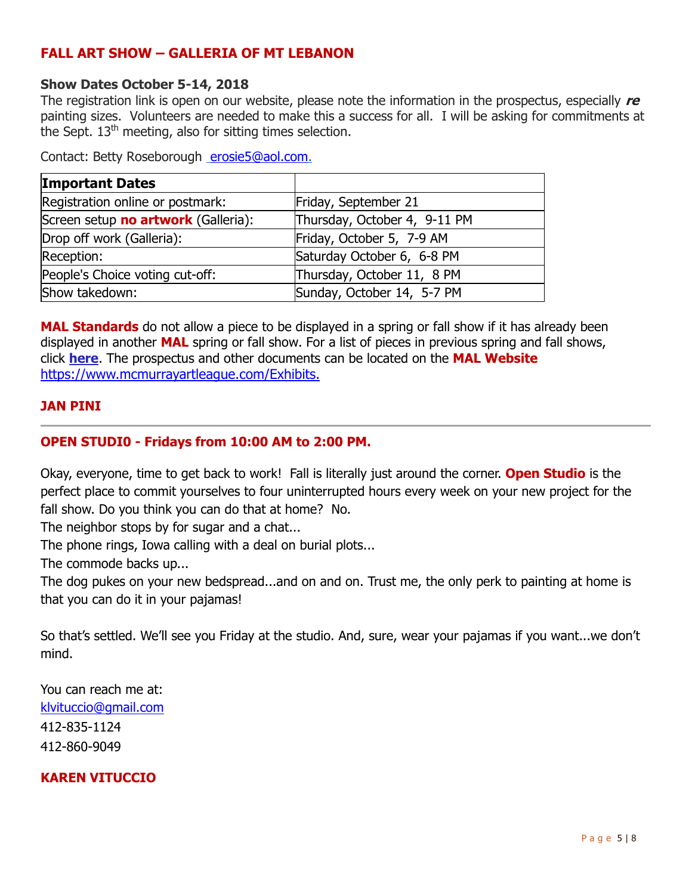## FALL ART SHOW – GALLERIA OF MT LEBANON

**Show Dates October 5-14, 2018**

The registration link is open on our website, please note the information in the prospectus, especially ***re*** painting sizes. Volunteers are needed to make this a success for all. I will be asking for commitments at the Sept. 13th meeting, also for sitting times selection.

Contact: Betty Roseborough erosie5@aol.com.

| **Important Dates** | |
|---|---|
| Registration online or postmark: | Friday, September 21 |
| Screen setup **no artwork** (Galleria): | Thursday, October 4, 9-11 PM |
| Drop off work (Galleria): | Friday, October 5, 7-9 AM |
| Reception: | Saturday October 6, 6-8 PM |
| People's Choice voting cut-off: | Thursday, October 11, 8 PM |
| Show takedown: | Sunday, October 14, 5-7 PM |

**MAL Standards** do not allow a piece to be displayed in a spring or fall show if it has already been displayed in another **MAL** spring or fall show. For a list of pieces in previous spring and fall shows, click **here**. The prospectus and other documents can be located on the **MAL Website** https://www.mcmurrayartleague.com/Exhibits.

**JAN PINI**

---

## OPEN STUDIO - Fridays from 10:00 AM to 2:00 PM.

Okay, everyone, time to get back to work! Fall is literally just around the corner. **Open Studio** is the perfect place to commit yourselves to four uninterrupted hours every week on your new project for the fall show. Do you think you can do that at home? No.

The neighbor stops by for sugar and a chat...

The phone rings, Iowa calling with a deal on burial plots...

The commode backs up...

The dog pukes on your new bedspread...and on and on. Trust me, the only perk to painting at home is that you can do it in your pajamas!

So that's settled. We'll see you Friday at the studio. And, sure, wear your pajamas if you want...we don't mind.

You can reach me at:
klvituccio@gmail.com
412-835-1124
412-860-9049

**KAREN VITUCCIO**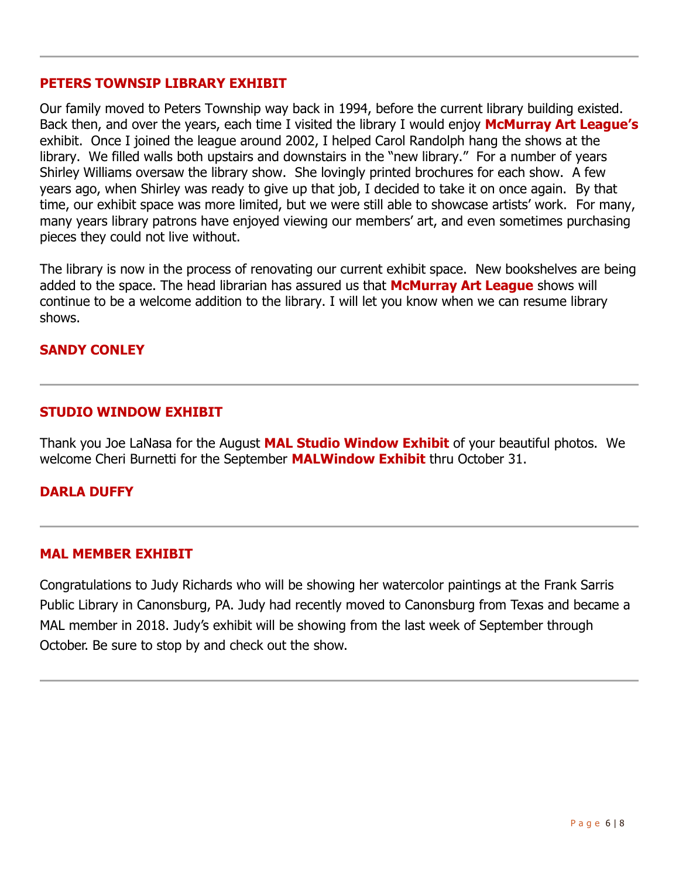## PETERS TOWNSIP LIBRARY EXHIBIT

Our family moved to Peters Township way back in 1994, before the current library building existed. Back then, and over the years, each time I visited the library I would enjoy **McMurray Art League's** exhibit. Once I joined the league around 2002, I helped Carol Randolph hang the shows at the library. We filled walls both upstairs and downstairs in the "new library." For a number of years Shirley Williams oversaw the library show. She lovingly printed brochures for each show. A few years ago, when Shirley was ready to give up that job, I decided to take it on once again. By that time, our exhibit space was more limited, but we were still able to showcase artists' work. For many, many years library patrons have enjoyed viewing our members' art, and even sometimes purchasing pieces they could not live without.

The library is now in the process of renovating our current exhibit space. New bookshelves are being added to the space. The head librarian has assured us that **McMurray Art League** shows will continue to be a welcome addition to the library. I will let you know when we can resume library shows.

**SANDY CONLEY**

---

## STUDIO WINDOW EXHIBIT

Thank you Joe LaNasa for the August **MAL Studio Window Exhibit** of your beautiful photos. We welcome Cheri Burnetti for the September **MALWindow Exhibit** thru October 31.

**DARLA DUFFY**

---

## MAL MEMBER EXHIBIT

Congratulations to Judy Richards who will be showing her watercolor paintings at the Frank Sarris Public Library in Canonsburg, PA. Judy had recently moved to Canonsburg from Texas and became a MAL member in 2018. Judy's exhibit will be showing from the last week of September through October. Be sure to stop by and check out the show.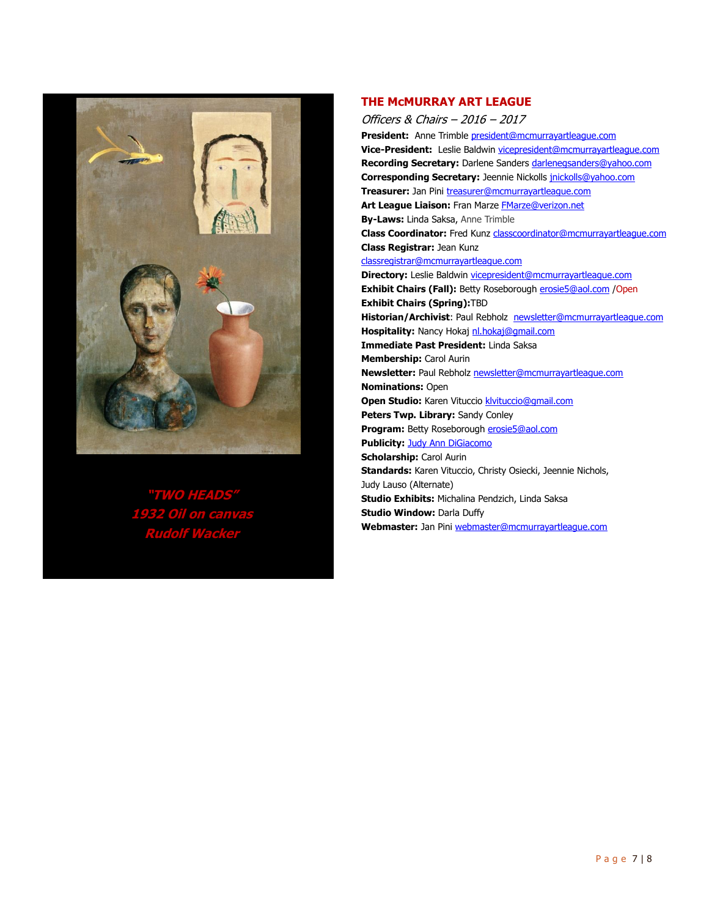"TWO HEADS"
1932 Oil on canvas
Rudolf Wacker

## THE McMURRAY ART LEAGUE

*Officers & Chairs – 2016 – 2017*

**President:** Anne Trimble president@mcmurrayartleague.com
**Vice-President:** Leslie Baldwin vicepresident@mcmurrayartleague.com
**Recording Secretary:** Darlene Sanders darlenegsanders@yahoo.com
**Corresponding Secretary:** Jeennie Nickolls jnickolls@yahoo.com
**Treasurer:** Jan Pini treasurer@mcmurrayartleague.com
**Art League Liaison:** Fran Marze FMarze@verizon.net
**By-Laws:** Linda Saksa, Anne Trimble
**Class Coordinator:** Fred Kunz classcoordinator@mcmurrayartleague.com
**Class Registrar:** Jean Kunz classregistrar@mcmurrayartleague.com
**Directory:** Leslie Baldwin vicepresident@mcmurrayartleague.com
**Exhibit Chairs (Fall):** Betty Roseborough erosie5@aol.com /Open
**Exhibit Chairs (Spring):** TBD
**Historian/Archivist**: Paul Rebholz newsletter@mcmurrayartleague.com
**Hospitality:** Nancy Hokaj nl.hokaj@gmail.com
**Immediate Past President:** Linda Saksa
**Membership:** Carol Aurin
**Newsletter:** Paul Rebholz newsletter@mcmurrayartleague.com
**Nominations:** Open
**Open Studio:** Karen Vituccio klvituccio@gmail.com
**Peters Twp. Library:** Sandy Conley
**Program:** Betty Roseborough erosie5@aol.com
**Publicity:** Judy Ann DiGiacomo
**Scholarship:** Carol Aurin
**Standards:** Karen Vituccio, Christy Osiecki, Jeennie Nichols, Judy Lauso (Alternate)
**Studio Exhibits:** Michalina Pendzich, Linda Saksa
**Studio Window:** Darla Duffy
**Webmaster:** Jan Pini webmaster@mcmurrayartleague.com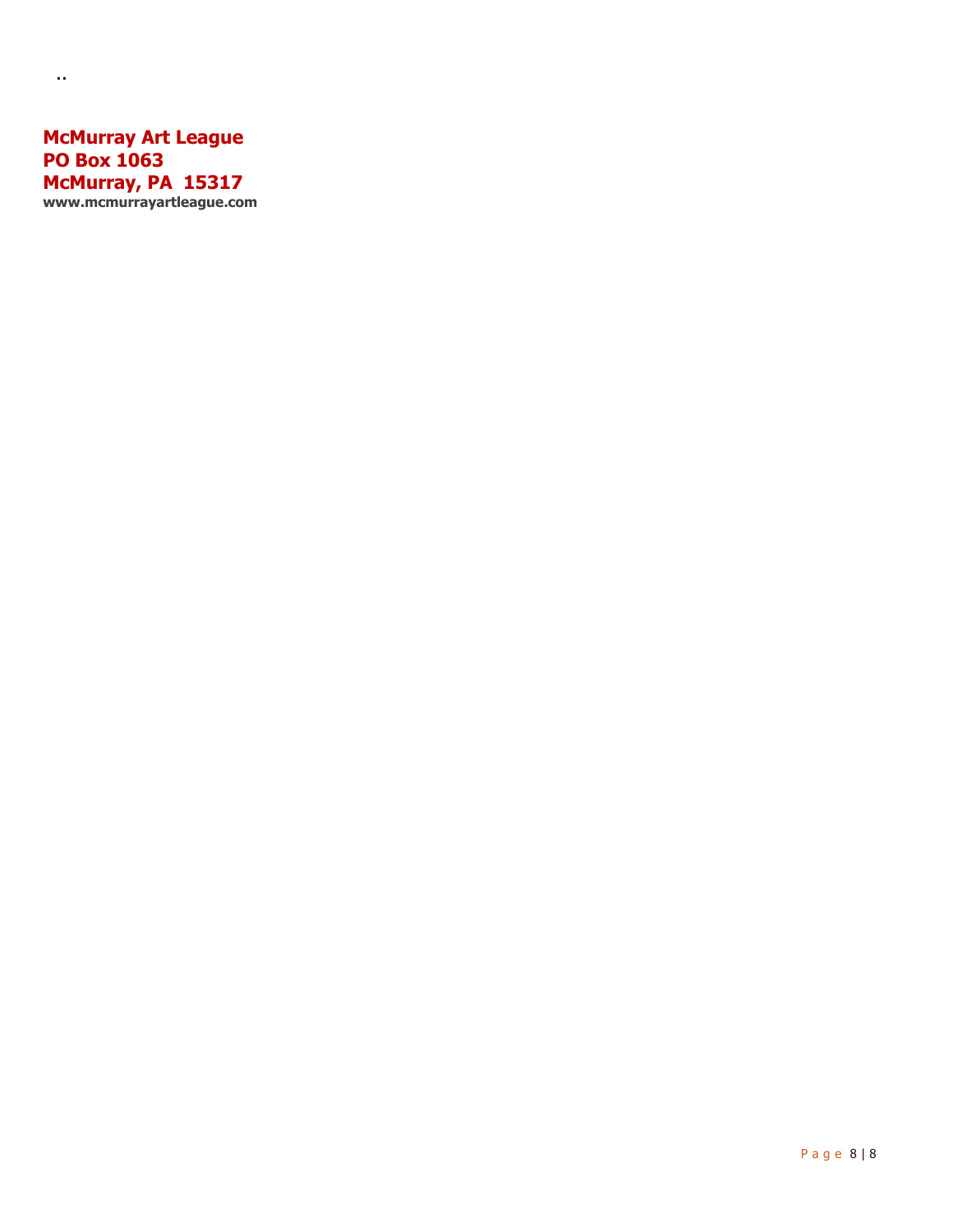..

**McMurray Art League**
**PO Box 1063**
**McMurray, PA 15317**
**www.mcmurrayartleague.com**